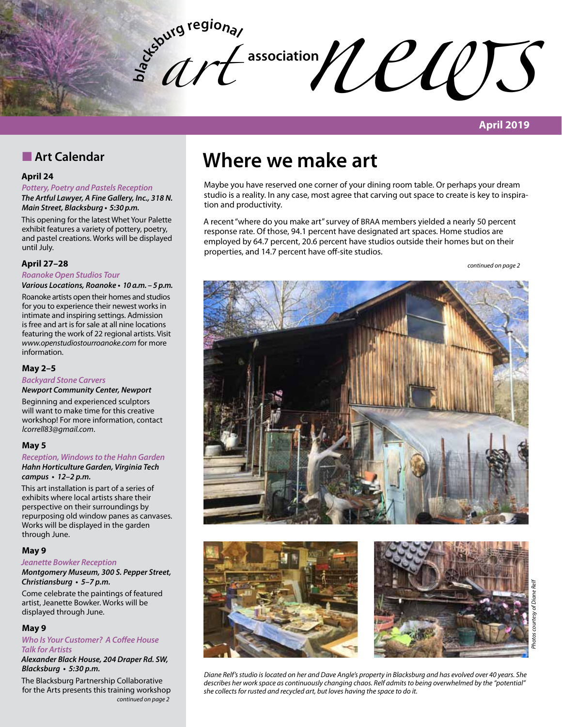# blacksburg regional art association news

**April 2019**

## Art Calendar

### April 24

*Pottery, Poetry and Pastels Reception*

***The Artful Lawyer, A Fine Gallery, Inc., 318 N. Main Street, Blacksburg • 5:30 p.m.***

This opening for the latest Whet Your Palette exhibit features a variety of pottery, poetry, and pastel creations. Works will be displayed until July.

### April 27–28

*Roanoke Open Studios Tour*

***Various Locations, Roanoke • 10 a.m. – 5 p.m.***

Roanoke artists open their homes and studios for you to experience their newest works in intimate and inspiring settings. Admission is free and art is for sale at all nine locations featuring the work of 22 regional artists. Visit *www.openstudiostourroanoke.com* for more information.

### May 2–5

*Backyard Stone Carvers*

***Newport Community Center, Newport***

Beginning and experienced sculptors will want to make time for this creative workshop! For more information, contact *lcorrell83@gmail.com*.

### May 5

*Reception, Windows to the Hahn Garden*

***Hahn Horticulture Garden, Virginia Tech campus • 12–2 p.m.***

This art installation is part of a series of exhibits where local artists share their perspective on their surroundings by repurposing old window panes as canvases. Works will be displayed in the garden through June.

### May 9

*Jeanette Bowker Reception*

***Montgomery Museum, 300 S. Pepper Street, Christiansburg • 5–7 p.m.***

Come celebrate the paintings of featured artist, Jeanette Bowker. Works will be displayed through June.

### May 9

*Who Is Your Customer? A Coffee House Talk for Artists*

***Alexander Black House, 204 Draper Rd. SW, Blacksburg • 5:30 p.m.***

The Blacksburg Partnership Collaborative for the Arts presents this training workshop

*continued on page 2*

# Where we make art

Maybe you have reserved one corner of your dining room table. Or perhaps your dream studio is a reality. In any case, most agree that carving out space to create is key to inspiration and productivity.

A recent "where do you make art" survey of BRAA members yielded a nearly 50 percent response rate. Of those, 94.1 percent have designated art spaces. Home studios are employed by 64.7 percent, 20.6 percent have studios outside their homes but on their properties, and 14.7 percent have off-site studios.

*continued on page 2*

*Photos courtesy of Diane Relf*

*Diane Relf's studio is located on her and Dave Angle's property in Blacksburg and has evolved over 40 years. She describes her work space as continuously changing chaos. Relf admits to being overwhelmed by the "potential" she collects for rusted and recycled art, but loves having the space to do it.*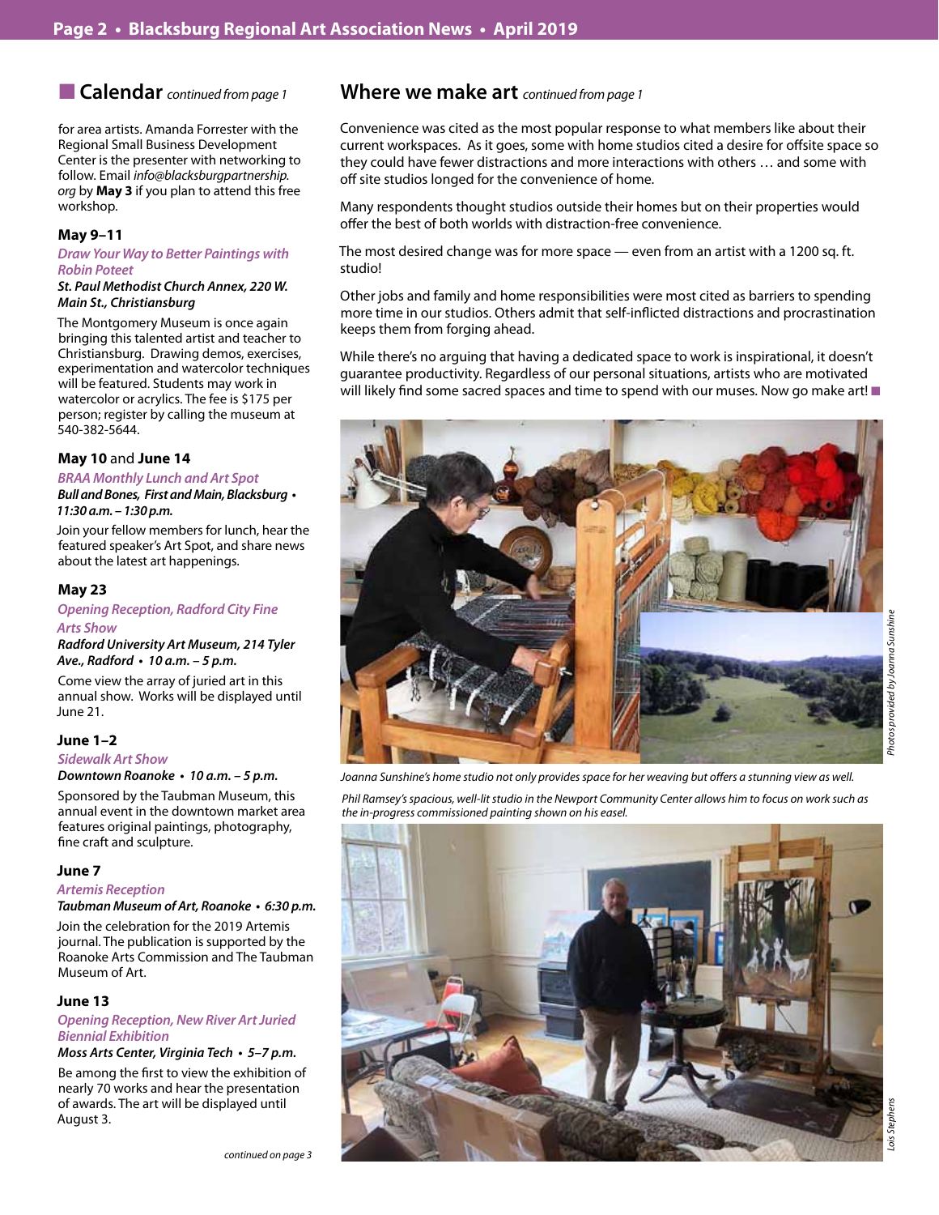## Calendar *continued from page 1*

for area artists. Amanda Forrester with the Regional Small Business Development Center is the presenter with networking to follow. Email *info@blacksburgpartnership.org* by **May 3** if you plan to attend this free workshop.

### May 9–11

*Draw Your Way to Better Paintings with Robin Poteet*

***St. Paul Methodist Church Annex, 220 W. Main St., Christiansburg***

The Montgomery Museum is once again bringing this talented artist and teacher to Christiansburg. Drawing demos, exercises, experimentation and watercolor techniques will be featured. Students may work in watercolor or acrylics. The fee is $175 per person; register by calling the museum at 540-382-5644.

### May 10 and June 14

*BRAA Monthly Lunch and Art Spot*

***Bull and Bones, First and Main, Blacksburg • 11:30 a.m. – 1:30 p.m.***

Join your fellow members for lunch, hear the featured speaker's Art Spot, and share news about the latest art happenings.

### May 23

*Opening Reception, Radford City Fine Arts Show*

***Radford University Art Museum, 214 Tyler Ave., Radford • 10 a.m. – 5 p.m.***

Come view the array of juried art in this annual show. Works will be displayed until June 21.

### June 1–2

*Sidewalk Art Show*

***Downtown Roanoke • 10 a.m. – 5 p.m.***

Sponsored by the Taubman Museum, this annual event in the downtown market area features original paintings, photography, fine craft and sculpture.

### June 7

*Artemis Reception*

***Taubman Museum of Art, Roanoke • 6:30 p.m.***

Join the celebration for the 2019 Artemis journal. The publication is supported by the Roanoke Arts Commission and The Taubman Museum of Art.

### June 13

*Opening Reception, New River Art Juried Biennial Exhibition*

***Moss Arts Center, Virginia Tech • 5–7 p.m.***

Be among the first to view the exhibition of nearly 70 works and hear the presentation of awards. The art will be displayed until August 3.

*continued on page 3*

## Where we make art *continued from page 1*

Convenience was cited as the most popular response to what members like about their current workspaces. As it goes, some with home studios cited a desire for offsite space so they could have fewer distractions and more interactions with others … and some with off site studios longed for the convenience of home.

Many respondents thought studios outside their homes but on their properties would offer the best of both worlds with distraction-free convenience.

The most desired change was for more space — even from an artist with a 1200 sq. ft. studio!

Other jobs and family and home responsibilities were most cited as barriers to spending more time in our studios. Others admit that self-inflicted distractions and procrastination keeps them from forging ahead.

While there's no arguing that having a dedicated space to work is inspirational, it doesn't guarantee productivity. Regardless of our personal situations, artists who are motivated will likely find some sacred spaces and time to spend with our muses. Now go make art! ■

*Photos provided by Joanna Sunshine*

*Joanna Sunshine's home studio not only provides space for her weaving but offers a stunning view as well.*

*Phil Ramsey's spacious, well-lit studio in the Newport Community Center allows him to focus on work such as the in-progress commissioned painting shown on his easel.*

*Lois Stephens*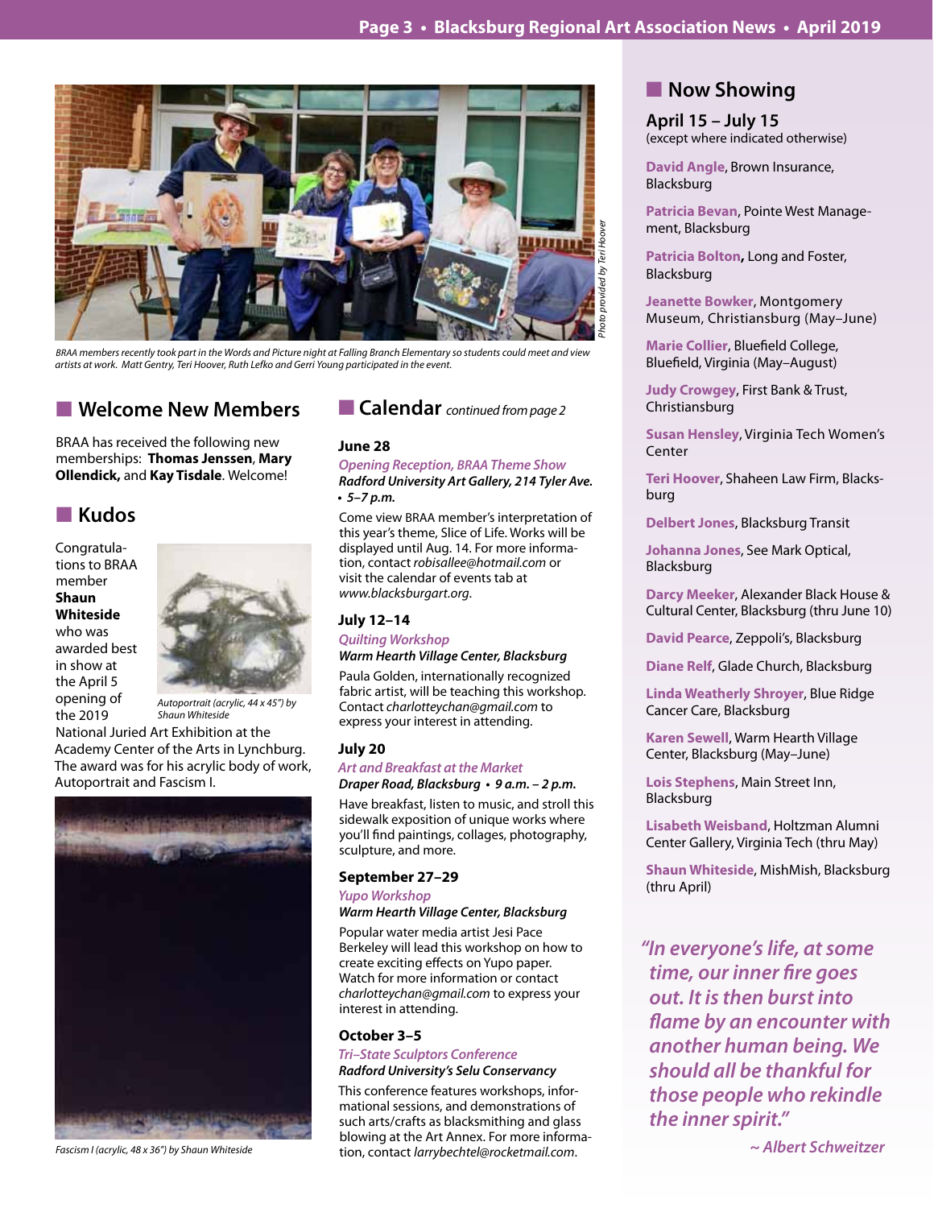*Photo provided by Teri Hoover*

*BRAA members recently took part in the Words and Picture night at Falling Branch Elementary so students could meet and view artists at work. Matt Gentry, Teri Hoover, Ruth Lefko and Gerri Young participated in the event.*

## Welcome New Members

BRAA has received the following new memberships: **Thomas Jenssen**, **Mary Ollendick,** and **Kay Tisdale**. Welcome!

## Kudos

Congratulations to BRAA member **Shaun Whiteside** who was awarded best in show at the April 5 opening of the 2019 National Juried Art Exhibition at the Academy Center of the Arts in Lynchburg. The award was for his acrylic body of work, Autoportrait and Fascism I.

*Autoportrait (acrylic, 44 x 45") by Shaun Whiteside*

*Fascism I (acrylic, 48 x 36") by Shaun Whiteside*

## Calendar *continued from page 2*

### June 28

*Opening Reception, BRAA Theme Show*

***Radford University Art Gallery, 214 Tyler Ave. • 5–7 p.m.***

Come view BRAA member's interpretation of this year's theme, Slice of Life. Works will be displayed until Aug. 14. For more information, contact *robisallee@hotmail.com* or visit the calendar of events tab at *www.blacksburgart.org*.

### July 12–14

*Quilting Workshop*

***Warm Hearth Village Center, Blacksburg***

Paula Golden, internationally recognized fabric artist, will be teaching this workshop. Contact *charlotteychan@gmail.com* to express your interest in attending.

### July 20

*Art and Breakfast at the Market*

***Draper Road, Blacksburg • 9 a.m. – 2 p.m.***

Have breakfast, listen to music, and stroll this sidewalk exposition of unique works where you'll find paintings, collages, photography, sculpture, and more.

### September 27–29

*Yupo Workshop*

***Warm Hearth Village Center, Blacksburg***

Popular water media artist Jesi Pace Berkeley will lead this workshop on how to create exciting effects on Yupo paper. Watch for more information or contact *charlotteychan@gmail.com* to express your interest in attending.

### October 3–5

*Tri-State Sculptors Conference*

***Radford University's Selu Conservancy***

This conference features workshops, informational sessions, and demonstrations of such arts/crafts as blacksmithing and glass blowing at the Art Annex. For more information, contact *larrybechtel@rocketmail.com*.

## Now Showing

**April 15 – July 15**
(except where indicated otherwise)

**David Angle**, Brown Insurance, Blacksburg

**Patricia Bevan**, Pointe West Management, Blacksburg

**Patricia Bolton**, Long and Foster, Blacksburg

**Jeanette Bowker**, Montgomery Museum, Christiansburg (May–June)

**Marie Collier**, Bluefield College, Bluefield, Virginia (May–August)

**Judy Crowgey**, First Bank & Trust, Christiansburg

**Susan Hensley**, Virginia Tech Women's Center

**Teri Hoover**, Shaheen Law Firm, Blacksburg

**Delbert Jones**, Blacksburg Transit

**Johanna Jones**, See Mark Optical, Blacksburg

**Darcy Meeker**, Alexander Black House & Cultural Center, Blacksburg (thru June 10)

**David Pearce**, Zeppoli's, Blacksburg

**Diane Relf**, Glade Church, Blacksburg

**Linda Weatherly Shroyer**, Blue Ridge Cancer Care, Blacksburg

**Karen Sewell**, Warm Hearth Village Center, Blacksburg (May–June)

**Lois Stephens**, Main Street Inn, Blacksburg

**Lisabeth Weisband**, Holtzman Alumni Center Gallery, Virginia Tech (thru May)

**Shaun Whiteside**, MishMish, Blacksburg (thru April)

*"In everyone's life, at some time, our inner fire goes out. It is then burst into flame by an encounter with another human being. We should all be thankful for those people who rekindle the inner spirit."*

*~ Albert Schweitzer*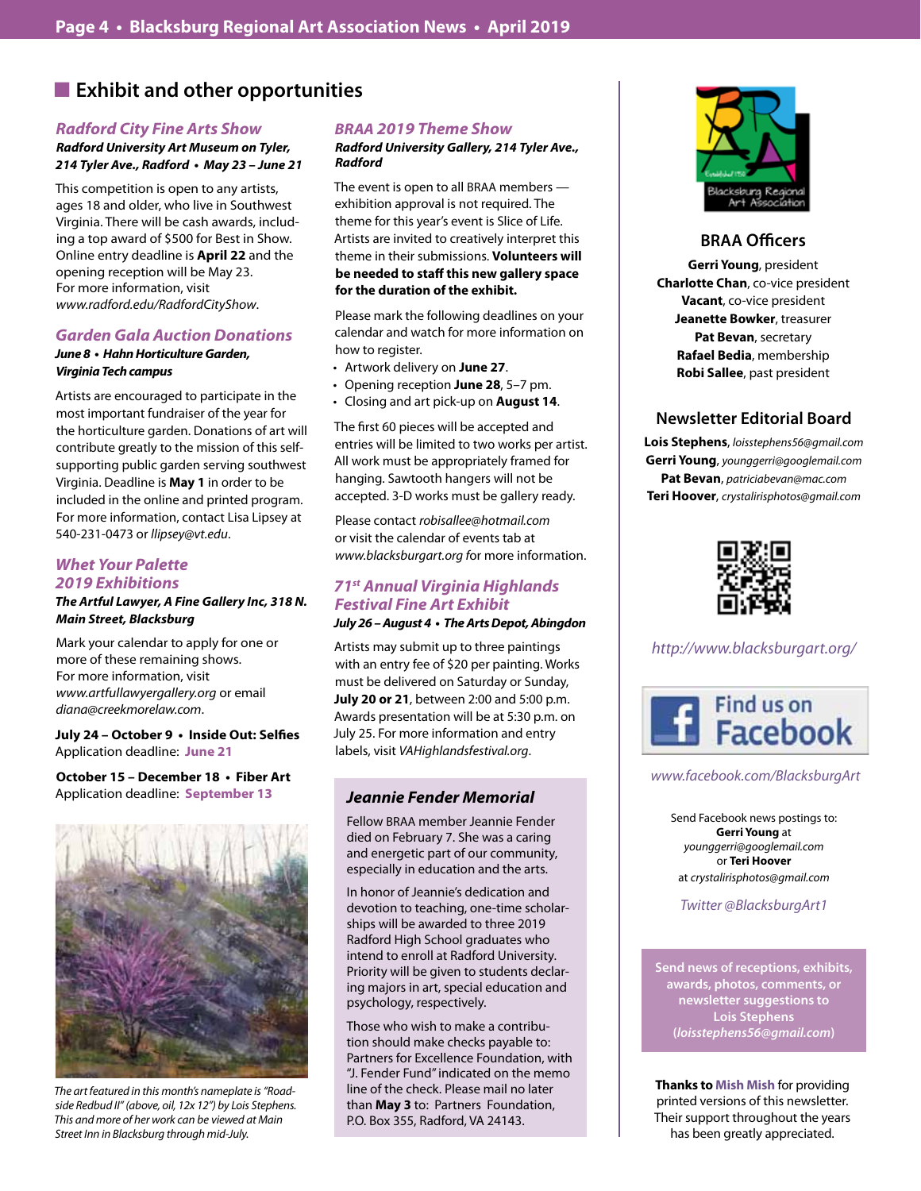## Exhibit and other opportunities

### *Radford City Fine Arts Show*

***Radford University Art Museum on Tyler, 214 Tyler Ave., Radford • May 23 – June 21***

This competition is open to any artists, ages 18 and older, who live in Southwest Virginia. There will be cash awards, including a top award of $500 for Best in Show. Online entry deadline is **April 22** and the opening reception will be May 23. For more information, visit *www.radford.edu/RadfordCityShow*.

### *Garden Gala Auction Donations*

***June 8 • Hahn Horticulture Garden, Virginia Tech campus***

Artists are encouraged to participate in the most important fundraiser of the year for the horticulture garden. Donations of art will contribute greatly to the mission of this self-supporting public garden serving southwest Virginia. Deadline is **May 1** in order to be included in the online and printed program. For more information, contact Lisa Lipsey at 540-231-0473 or *llipsey@vt.edu*.

### *Whet Your Palette 2019 Exhibitions*

***The Artful Lawyer, A Fine Gallery Inc, 318 N. Main Street, Blacksburg***

Mark your calendar to apply for one or more of these remaining shows. For more information, visit *www.artfullawyergallery.org* or email *diana@creekmorelaw.com*.

**July 24 – October 9 • Inside Out: Selfies**
Application deadline: **June 21**

**October 15 – December 18 • Fiber Art**
Application deadline: **September 13**

*The art featured in this month's nameplate is "Roadside Redbud II" (above, oil, 12x 12") by Lois Stephens. This and more of her work can be viewed at Main Street Inn in Blacksburg through mid-July.*

### *BRAA 2019 Theme Show*

***Radford University Gallery, 214 Tyler Ave., Radford***

The event is open to all BRAA members — exhibition approval is not required. The theme for this year's event is Slice of Life. Artists are invited to creatively interpret this theme in their submissions. **Volunteers will be needed to staff this new gallery space for the duration of the exhibit.**

Please mark the following deadlines on your calendar and watch for more information on how to register.

- Artwork delivery on **June 27**.
- Opening reception **June 28**, 5–7 pm.
- Closing and art pick-up on **August 14**.

The first 60 pieces will be accepted and entries will be limited to two works per artist. All work must be appropriately framed for hanging. Sawtooth hangers will not be accepted. 3-D works must be gallery ready.

Please contact *robisallee@hotmail.com* or visit the calendar of events tab at *www.blacksburgart.org* for more information.

### *71st Annual Virginia Highlands Festival Fine Art Exhibit*

***July 26 – August 4 • The Arts Depot, Abingdon***

Artists may submit up to three paintings with an entry fee of $20 per painting. Works must be delivered on Saturday or Sunday, **July 20 or 21**, between 2:00 and 5:00 p.m. Awards presentation will be at 5:30 p.m. on July 25. For more information and entry labels, visit *VAHighlandsfestival.org*.

### *Jeannie Fender Memorial*

Fellow BRAA member Jeannie Fender died on February 7. She was a caring and energetic part of our community, especially in education and the arts.

In honor of Jeannie's dedication and devotion to teaching, one-time scholarships will be awarded to three 2019 Radford High School graduates who intend to enroll at Radford University. Priority will be given to students declaring majors in art, special education and psychology, respectively.

Those who wish to make a contribution should make checks payable to: Partners for Excellence Foundation, with "J. Fender Fund" indicated on the memo line of the check. Please mail no later than **May 3** to: Partners Foundation, P.O. Box 355, Radford, VA 24143.

Established 1958
Blacksburg Regional Art Association

### BRAA Officers

**Gerri Young**, president
**Charlotte Chan**, co-vice president
**Vacant**, co-vice president
**Jeanette Bowker**, treasurer
**Pat Bevan**, secretary
**Rafael Bedia**, membership
**Robi Sallee**, past president

### Newsletter Editorial Board

**Lois Stephens**, *loisstephens56@gmail.com*
**Gerri Young**, *younggerri@googlemail.com*
**Pat Bevan**, *patriciabevan@mac.com*
**Teri Hoover**, *crystalirisphotos@gmail.com*

*http://www.blacksburgart.org/*

Find us on Facebook

*www.facebook.com/BlacksburgArt*

Send Facebook news postings to: **Gerri Young** at *younggerri@googlemail.com* or **Teri Hoover** at *crystalirisphotos@gmail.com*

*Twitter @BlacksburgArt1*

**Send news of receptions, exhibits, awards, photos, comments, or newsletter suggestions to Lois Stephens (*loisstephens56@gmail.com*)**

**Thanks to** Mish Mish for providing printed versions of this newsletter. Their support throughout the years has been greatly appreciated.